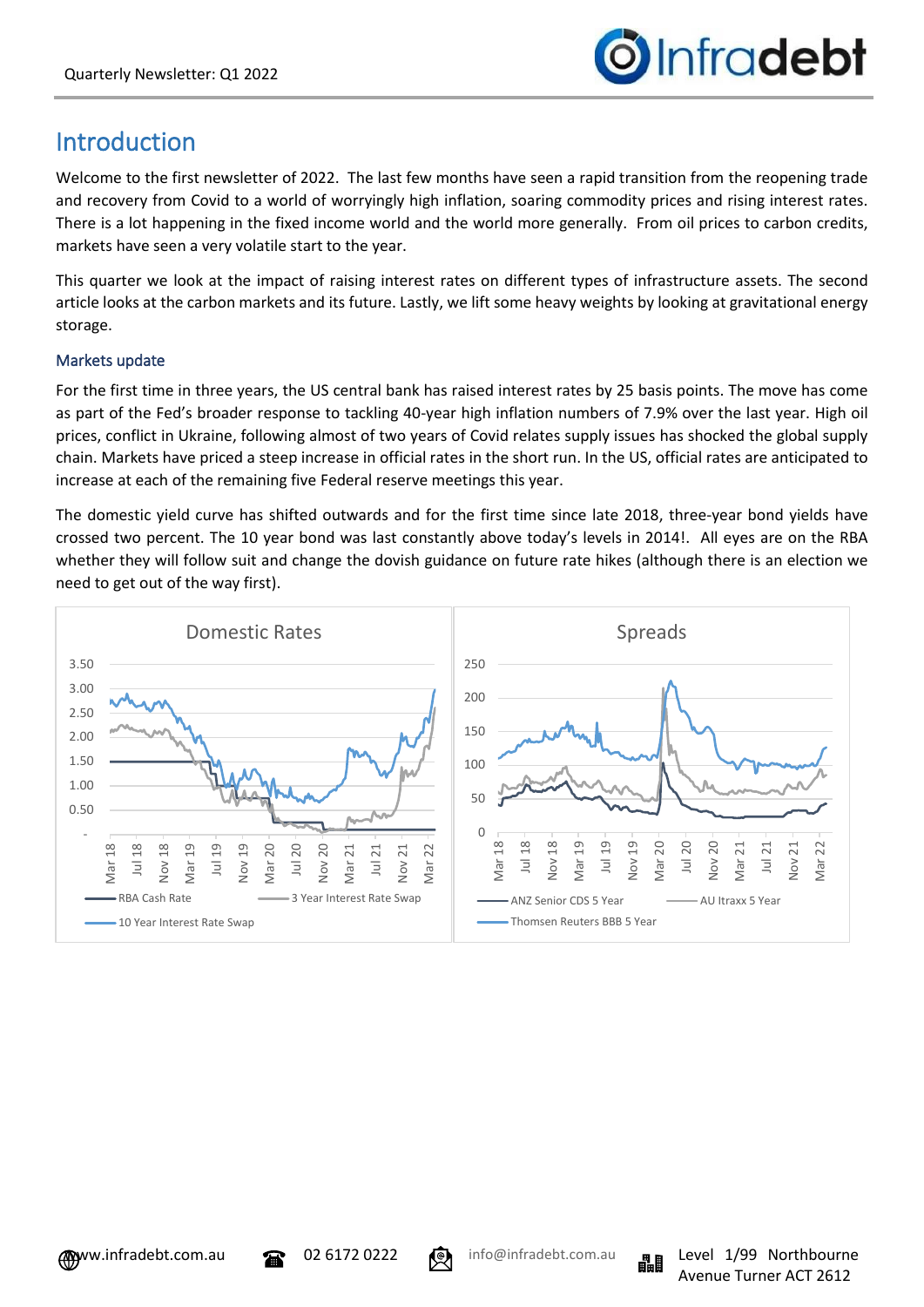Quarterly Newsletter: Q1 2022

# Introduction

Welcome to the first newsletter of 2022. The last few months have seen a rapid transition from the reopening trade and recovery from Covid to a world of worryingly high inflation, soaring commodity prices and rising interest rates. There is a lot happening in the fixed income world and the world more generally. From oil prices to carbon credits, markets have seen a very volatile start to the year.

This quarter we look at the impact of raising interest rates on different types of infrastructure assets. The second article looks at the carbon markets and its future. Lastly, we lift some heavy weights by looking at gravitational energy storage.

### Markets update

For the first time in three years, the US central bank has raised interest rates by 25 basis points. The move has come as part of the Fed's broader response to tackling 40-year high inflation numbers of 7.9% over the last year. High oil prices, conflict in Ukraine, following almost of two years of Covid relates supply issues has shocked the global supply chain. Markets have priced a steep increase in official rates in the short run. In the US, official rates are anticipated to increase at each of the remaining five Federal reserve meetings this year.

The domestic yield curve has shifted outwards and for the first time since late 2018, three-year bond yields have crossed two percent. The 10 year bond was last constantly above today's levels in 2014!. All eyes are on the RBA whether they will follow suit and change the dovish guidance on future rate hikes (although there is an election we need to get out of the way first).

Domestic Rates

3.50
3.00
2.50
2.00
1.50
1.00
0.50
-

Mar 18, Jul 18, Nov 18, Mar 19, Jul 19, Nov 19, Mar 20, Jul 20, Nov 20, Mar 21, Jul 21, Nov 21, Mar 22

RBA Cash Rate
3 Year Interest Rate Swap
10 Year Interest Rate Swap

Spreads

250
200
150
100
50
0

Mar 18, Jul 18, Nov 18, Mar 19, Jul 19, Nov 19, Mar 20, Jul 20, Nov 20, Mar 21, Jul 21, Nov 21, Mar 22

ANZ Senior CDS 5 Year
AU Itraxx 5 Year
Thomsen Reuters BBB 5 Year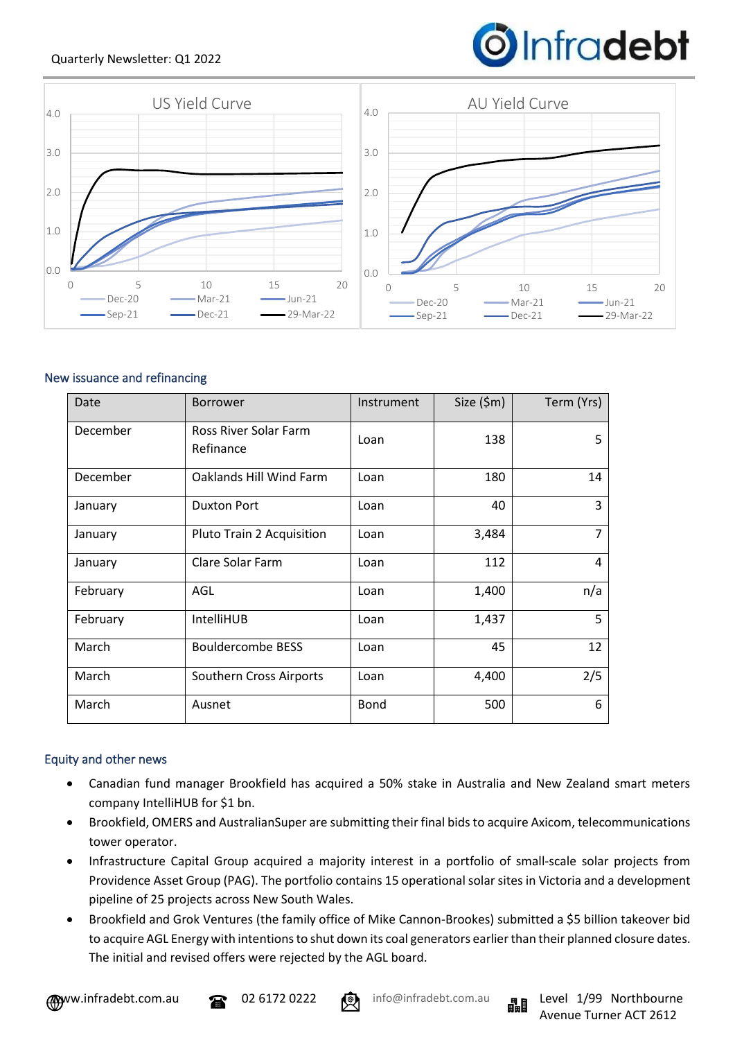US Yield Curve

4.0
3.0
2.0
1.0
0.0

0 5 10 15 20

Dec-20 Mar-21 Jun-21
Sep-21 Dec-21 29-Mar-22

AU Yield Curve

4.0
3.0
2.0
1.0
0.0

0 5 10 15 20

Dec-20 Mar-21 Jun-21
Sep-21 Dec-21 29-Mar-22

## New issuance and refinancing

| Date | Borrower | Instrument | Size ($m) | Term (Yrs) |
|---|---|---|---|---|
| December | Ross River Solar Farm Refinance | Loan | 138 | 5 |
| December | Oaklands Hill Wind Farm | Loan | 180 | 14 |
| January | Duxton Port | Loan | 40 | 3 |
| January | Pluto Train 2 Acquisition | Loan | 3,484 | 7 |
| January | Clare Solar Farm | Loan | 112 | 4 |
| February | AGL | Loan | 1,400 | n/a |
| February | IntelliHUB | Loan | 1,437 | 5 |
| March | Bouldercombe BESS | Loan | 45 | 12 |
| March | Southern Cross Airports | Loan | 4,400 | 2/5 |
| March | Ausnet | Bond | 500 | 6 |

## Equity and other news

- Canadian fund manager Brookfield has acquired a 50% stake in Australia and New Zealand smart meters company IntelliHUB for $1 bn.
- Brookfield, OMERS and AustralianSuper are submitting their final bids to acquire Axicom, telecommunications tower operator.
- Infrastructure Capital Group acquired a majority interest in a portfolio of small-scale solar projects from Providence Asset Group (PAG). The portfolio contains 15 operational solar sites in Victoria and a development pipeline of 25 projects across New South Wales.
- Brookfield and Grok Ventures (the family office of Mike Cannon-Brookes) submitted a $5 billion takeover bid to acquire AGL Energy with intentions to shut down its coal generators earlier than their planned closure dates. The initial and revised offers were rejected by the AGL board.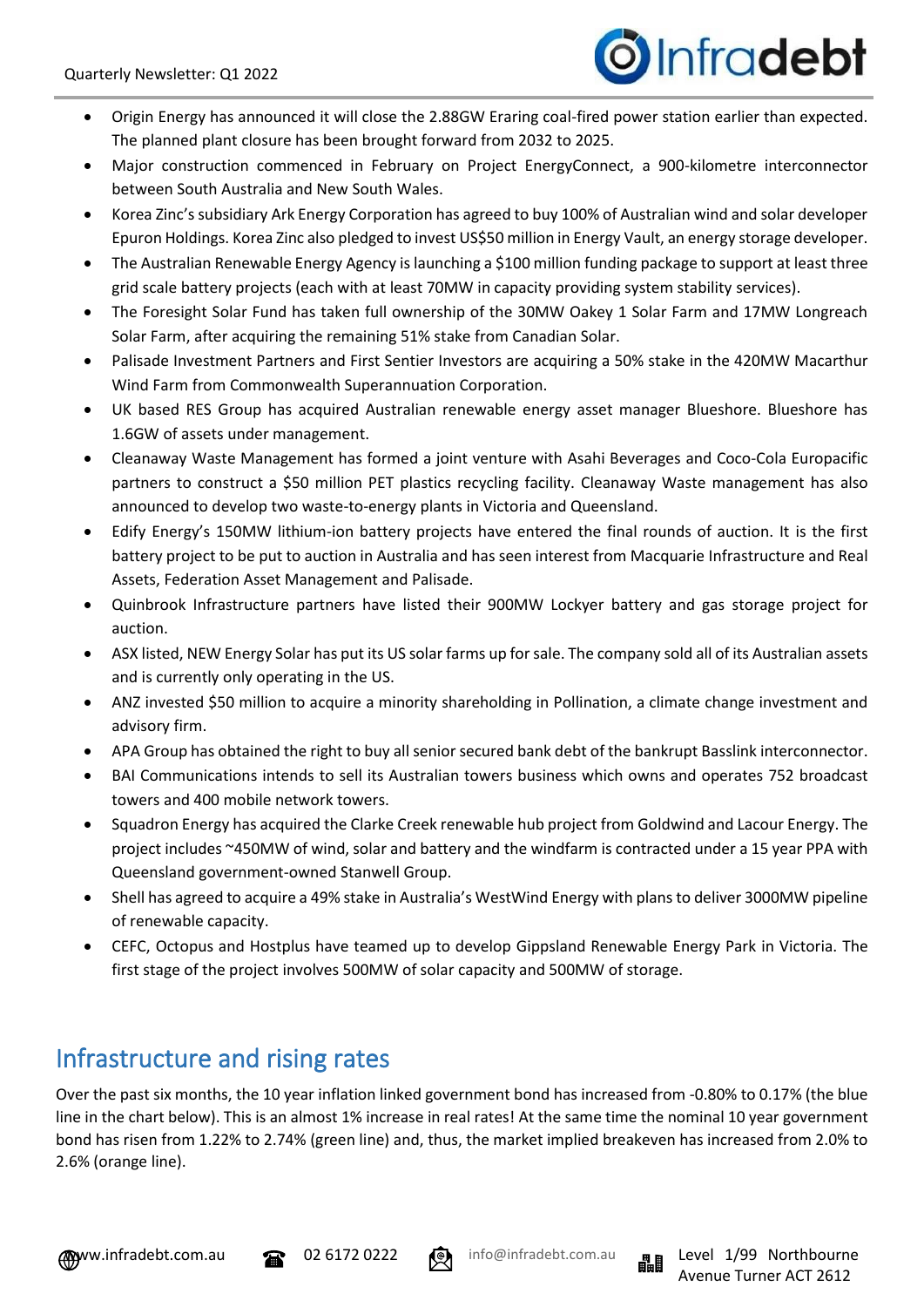- Origin Energy has announced it will close the 2.88GW Eraring coal-fired power station earlier than expected. The planned plant closure has been brought forward from 2032 to 2025.
- Major construction commenced in February on Project EnergyConnect, a 900-kilometre interconnector between South Australia and New South Wales.
- Korea Zinc's subsidiary Ark Energy Corporation has agreed to buy 100% of Australian wind and solar developer Epuron Holdings. Korea Zinc also pledged to invest US$50 million in Energy Vault, an energy storage developer.
- The Australian Renewable Energy Agency is launching a $100 million funding package to support at least three grid scale battery projects (each with at least 70MW in capacity providing system stability services).
- The Foresight Solar Fund has taken full ownership of the 30MW Oakey 1 Solar Farm and 17MW Longreach Solar Farm, after acquiring the remaining 51% stake from Canadian Solar.
- Palisade Investment Partners and First Sentier Investors are acquiring a 50% stake in the 420MW Macarthur Wind Farm from Commonwealth Superannuation Corporation.
- UK based RES Group has acquired Australian renewable energy asset manager Blueshore. Blueshore has 1.6GW of assets under management.
- Cleanaway Waste Management has formed a joint venture with Asahi Beverages and Coco-Cola Europacific partners to construct a $50 million PET plastics recycling facility. Cleanaway Waste management has also announced to develop two waste-to-energy plants in Victoria and Queensland.
- Edify Energy's 150MW lithium-ion battery projects have entered the final rounds of auction. It is the first battery project to be put to auction in Australia and has seen interest from Macquarie Infrastructure and Real Assets, Federation Asset Management and Palisade.
- Quinbrook Infrastructure partners have listed their 900MW Lockyer battery and gas storage project for auction.
- ASX listed, NEW Energy Solar has put its US solar farms up for sale. The company sold all of its Australian assets and is currently only operating in the US.
- ANZ invested $50 million to acquire a minority shareholding in Pollination, a climate change investment and advisory firm.
- APA Group has obtained the right to buy all senior secured bank debt of the bankrupt Basslink interconnector.
- BAI Communications intends to sell its Australian towers business which owns and operates 752 broadcast towers and 400 mobile network towers.
- Squadron Energy has acquired the Clarke Creek renewable hub project from Goldwind and Lacour Energy. The project includes ~450MW of wind, solar and battery and the windfarm is contracted under a 15 year PPA with Queensland government-owned Stanwell Group.
- Shell has agreed to acquire a 49% stake in Australia's WestWind Energy with plans to deliver 3000MW pipeline of renewable capacity.
- CEFC, Octopus and Hostplus have teamed up to develop Gippsland Renewable Energy Park in Victoria. The first stage of the project involves 500MW of solar capacity and 500MW of storage.

## Infrastructure and rising rates

Over the past six months, the 10 year inflation linked government bond has increased from -0.80% to 0.17% (the blue line in the chart below). This is an almost 1% increase in real rates! At the same time the nominal 10 year government bond has risen from 1.22% to 2.74% (green line) and, thus, the market implied breakeven has increased from 2.0% to 2.6% (orange line).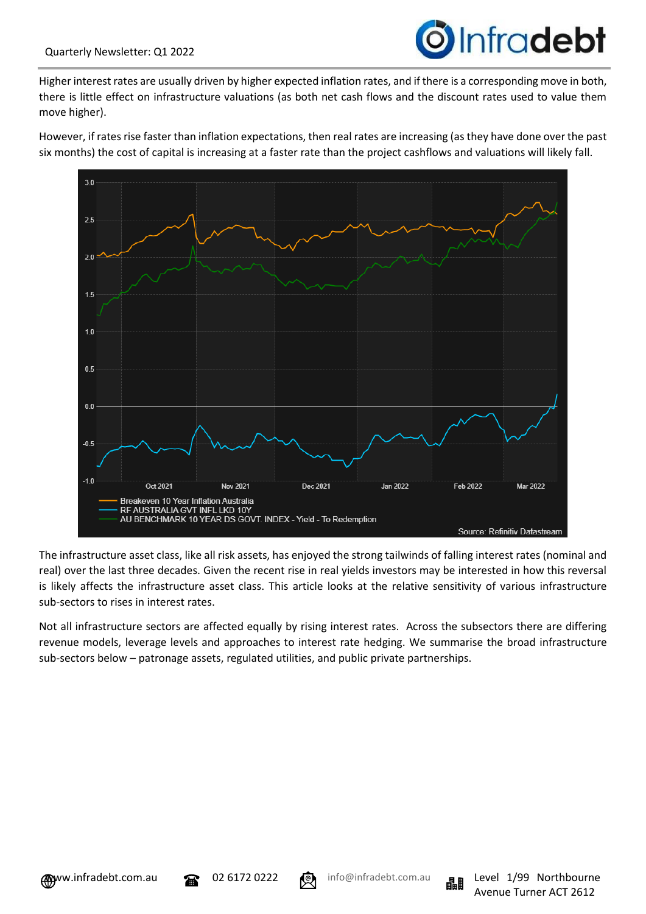Higher interest rates are usually driven by higher expected inflation rates, and if there is a corresponding move in both, there is little effect on infrastructure valuations (as both net cash flows and the discount rates used to value them move higher).

However, if rates rise faster than inflation expectations, then real rates are increasing (as they have done over the past six months) the cost of capital is increasing at a faster rate than the project cashflows and valuations will likely fall.

3.0
2.5
2.0
1.5
1.0
0.5
0.0
-0.5
-1.0

Oct 2021 Nov 2021 Dec 2021 Jan 2022 Feb 2022 Mar 2022

Breakeven 10 Year Inflation Australia
RF AUSTRALIA GVT INFL LKD 10Y
AU BENCHMARK 10 YEAR DS GOVT. INDEX - Yield - To Redemption

Source: Refinitiv Datastream

The infrastructure asset class, like all risk assets, has enjoyed the strong tailwinds of falling interest rates (nominal and real) over the last three decades. Given the recent rise in real yields investors may be interested in how this reversal is likely affects the infrastructure asset class. This article looks at the relative sensitivity of various infrastructure sub-sectors to rises in interest rates.

Not all infrastructure sectors are affected equally by rising interest rates. Across the subsectors there are differing revenue models, leverage levels and approaches to interest rate hedging. We summarise the broad infrastructure sub-sectors below – patronage assets, regulated utilities, and public private partnerships.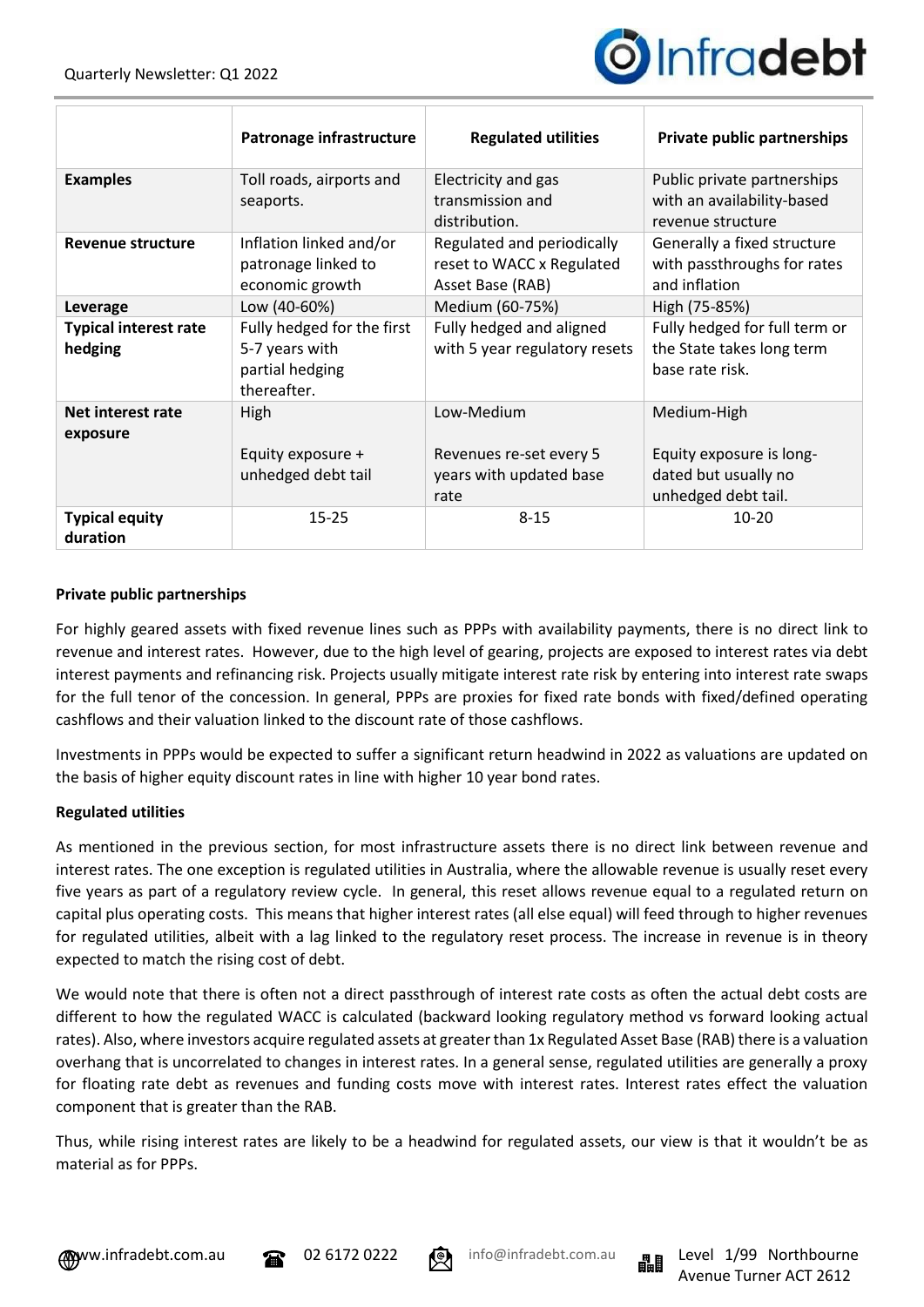| | Patronage infrastructure | Regulated utilities | Private public partnerships |
|---|---|---|---|
| **Examples** | Toll roads, airports and seaports. | Electricity and gas transmission and distribution. | Public private partnerships with an availability-based revenue structure |
| **Revenue structure** | Inflation linked and/or patronage linked to economic growth | Regulated and periodically reset to WACC x Regulated Asset Base (RAB) | Generally a fixed structure with passthroughs for rates and inflation |
| **Leverage** | Low (40-60%) | Medium (60-75%) | High (75-85%) |
| **Typical interest rate hedging** | Fully hedged for the first 5-7 years with partial hedging thereafter. | Fully hedged and aligned with 5 year regulatory resets | Fully hedged for full term or the State takes long term base rate risk. |
| **Net interest rate exposure** | High<br><br>Equity exposure + unhedged debt tail | Low-Medium<br><br>Revenues re-set every 5 years with updated base rate | Medium-High<br><br>Equity exposure is long-dated but usually no unhedged debt tail. |
| **Typical equity duration** | 15-25 | 8-15 | 10-20 |

**Private public partnerships**

For highly geared assets with fixed revenue lines such as PPPs with availability payments, there is no direct link to revenue and interest rates. However, due to the high level of gearing, projects are exposed to interest rates via debt interest payments and refinancing risk. Projects usually mitigate interest rate risk by entering into interest rate swaps for the full tenor of the concession. In general, PPPs are proxies for fixed rate bonds with fixed/defined operating cashflows and their valuation linked to the discount rate of those cashflows.

Investments in PPPs would be expected to suffer a significant return headwind in 2022 as valuations are updated on the basis of higher equity discount rates in line with higher 10 year bond rates.

**Regulated utilities**

As mentioned in the previous section, for most infrastructure assets there is no direct link between revenue and interest rates. The one exception is regulated utilities in Australia, where the allowable revenue is usually reset every five years as part of a regulatory review cycle. In general, this reset allows revenue equal to a regulated return on capital plus operating costs. This means that higher interest rates (all else equal) will feed through to higher revenues for regulated utilities, albeit with a lag linked to the regulatory reset process. The increase in revenue is in theory expected to match the rising cost of debt.

We would note that there is often not a direct passthrough of interest rate costs as often the actual debt costs are different to how the regulated WACC is calculated (backward looking regulatory method vs forward looking actual rates). Also, where investors acquire regulated assets at greater than 1x Regulated Asset Base (RAB) there is a valuation overhang that is uncorrelated to changes in interest rates. In a general sense, regulated utilities are generally a proxy for floating rate debt as revenues and funding costs move with interest rates. Interest rates effect the valuation component that is greater than the RAB.

Thus, while rising interest rates are likely to be a headwind for regulated assets, our view is that it wouldn't be as material as for PPPs.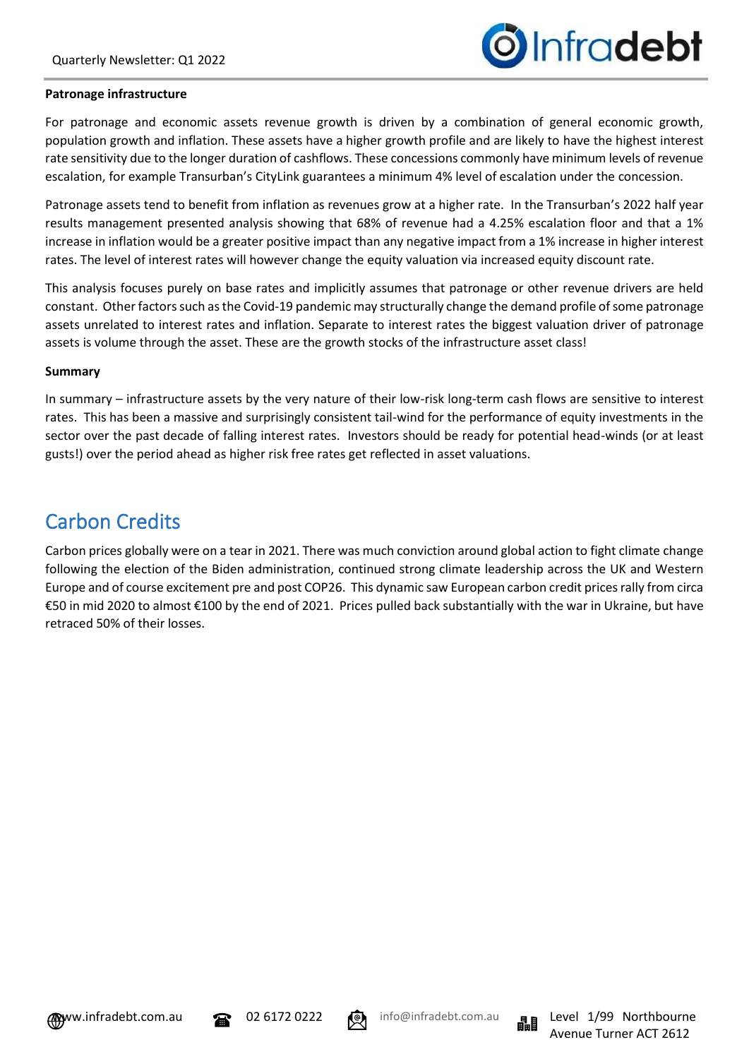**Patronage infrastructure**

For patronage and economic assets revenue growth is driven by a combination of general economic growth, population growth and inflation. These assets have a higher growth profile and are likely to have the highest interest rate sensitivity due to the longer duration of cashflows. These concessions commonly have minimum levels of revenue escalation, for example Transurban's CityLink guarantees a minimum 4% level of escalation under the concession.

Patronage assets tend to benefit from inflation as revenues grow at a higher rate. In the Transurban's 2022 half year results management presented analysis showing that 68% of revenue had a 4.25% escalation floor and that a 1% increase in inflation would be a greater positive impact than any negative impact from a 1% increase in higher interest rates. The level of interest rates will however change the equity valuation via increased equity discount rate.

This analysis focuses purely on base rates and implicitly assumes that patronage or other revenue drivers are held constant. Other factors such as the Covid-19 pandemic may structurally change the demand profile of some patronage assets unrelated to interest rates and inflation. Separate to interest rates the biggest valuation driver of patronage assets is volume through the asset. These are the growth stocks of the infrastructure asset class!

**Summary**

In summary – infrastructure assets by the very nature of their low-risk long-term cash flows are sensitive to interest rates. This has been a massive and surprisingly consistent tail-wind for the performance of equity investments in the sector over the past decade of falling interest rates. Investors should be ready for potential head-winds (or at least gusts!) over the period ahead as higher risk free rates get reflected in asset valuations.

## Carbon Credits

Carbon prices globally were on a tear in 2021. There was much conviction around global action to fight climate change following the election of the Biden administration, continued strong climate leadership across the UK and Western Europe and of course excitement pre and post COP26. This dynamic saw European carbon credit prices rally from circa €50 in mid 2020 to almost €100 by the end of 2021. Prices pulled back substantially with the war in Ukraine, but have retraced 50% of their losses.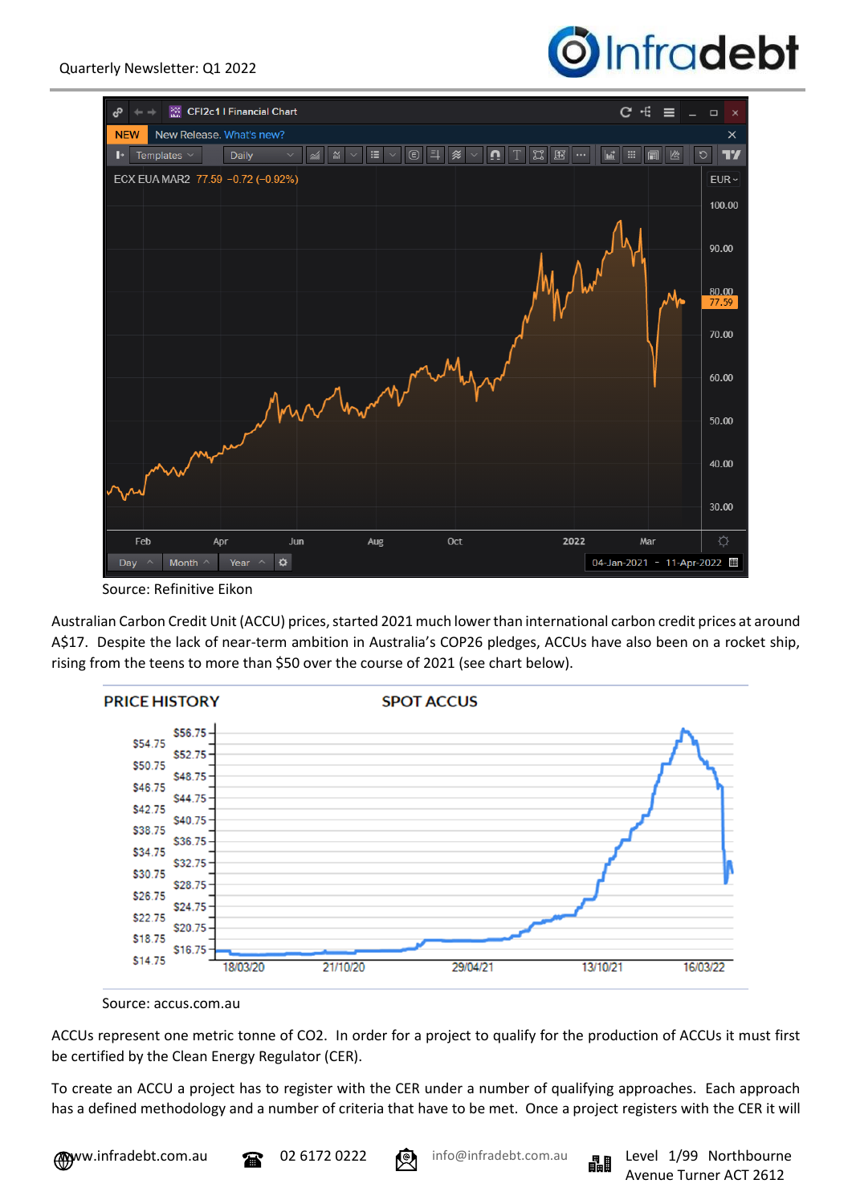CFI2c1 | Financial Chart

NEW New Release. What's new?

Templates Daily

ECX EUA MAR2 77.59 −0.72 (−0.92%)

EUR

100.00
90.00
80.00
77.59
70.00
60.00
50.00
40.00
30.00

Feb Apr Jun Aug Oct 2022 Mar

Day Month Year

04-Jan-2021 - 11-Apr-2022

Source: Refinitive Eikon

Australian Carbon Credit Unit (ACCU) prices, started 2021 much lower than international carbon credit prices at around A$17. Despite the lack of near-term ambition in Australia's COP26 pledges, ACCUs have also been on a rocket ship, rising from the teens to more than $50 over the course of 2021 (see chart below).

PRICE HISTORY

SPOT ACCUS

$54.75
$50.75
$46.75
$42.75
$38.75
$34.75
$30.75
$26.75
$22.75
$18.75
$14.75

$56.75
$52.75
$48.75
$44.75
$40.75
$36.75
$32.75
$28.75
$24.75
$20.75
$16.75

18/03/20 21/10/20 29/04/21 13/10/21 16/03/22

Source: accus.com.au

ACCUs represent one metric tonne of CO2. In order for a project to qualify for the production of ACCUs it must first be certified by the Clean Energy Regulator (CER).

To create an ACCU a project has to register with the CER under a number of qualifying approaches. Each approach has a defined methodology and a number of criteria that have to be met. Once a project registers with the CER it will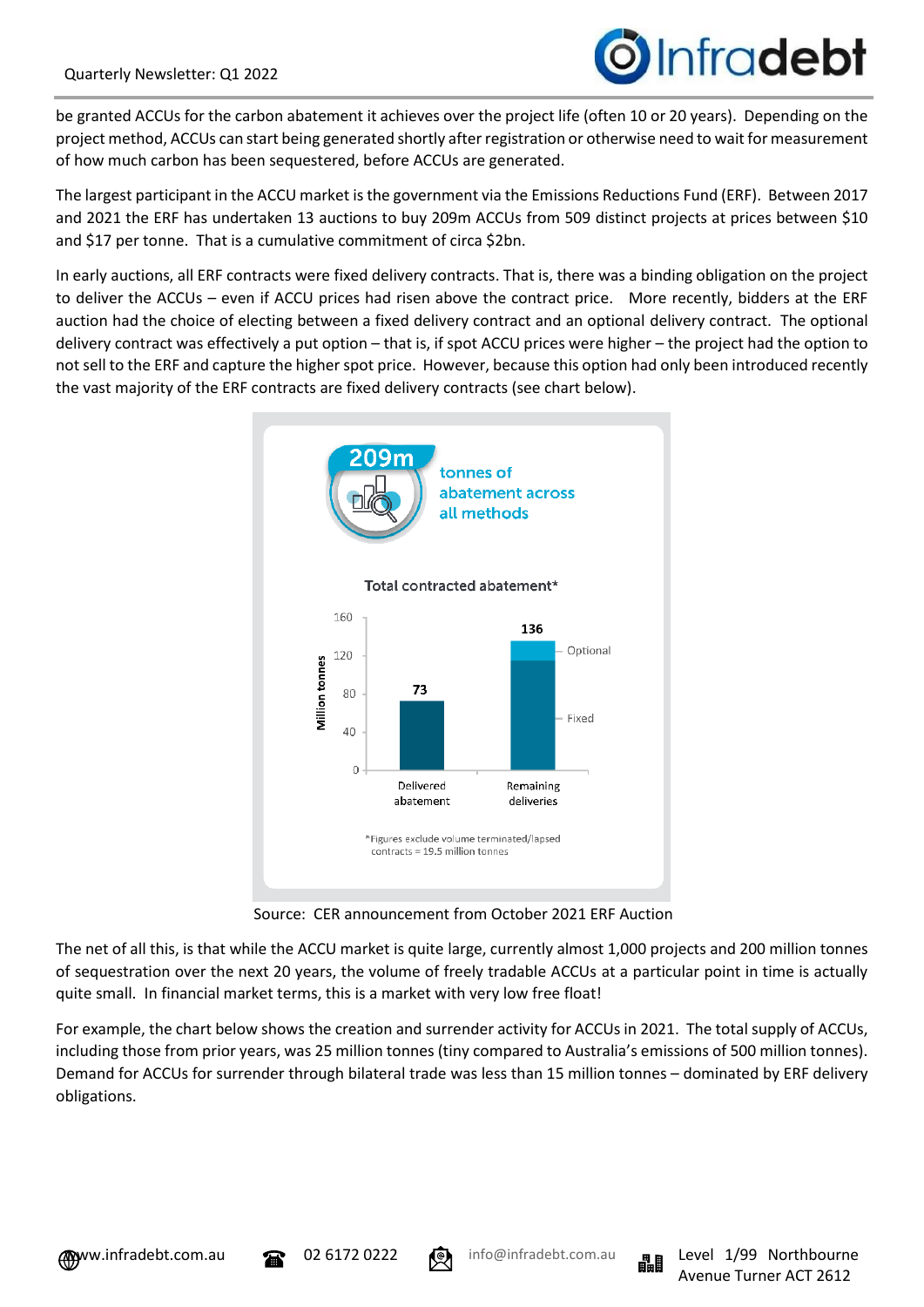be granted ACCUs for the carbon abatement it achieves over the project life (often 10 or 20 years). Depending on the project method, ACCUs can start being generated shortly after registration or otherwise need to wait for measurement of how much carbon has been sequestered, before ACCUs are generated.

The largest participant in the ACCU market is the government via the Emissions Reductions Fund (ERF). Between 2017 and 2021 the ERF has undertaken 13 auctions to buy 209m ACCUs from 509 distinct projects at prices between $10 and $17 per tonne. That is a cumulative commitment of circa $2bn.

In early auctions, all ERF contracts were fixed delivery contracts. That is, there was a binding obligation on the project to deliver the ACCUs – even if ACCU prices had risen above the contract price. More recently, bidders at the ERF auction had the choice of electing between a fixed delivery contract and an optional delivery contract. The optional delivery contract was effectively a put option – that is, if spot ACCU prices were higher – the project had the option to not sell to the ERF and capture the higher spot price. However, because this option had only been introduced recently the vast majority of the ERF contracts are fixed delivery contracts (see chart below).

209m tonnes of abatement across all methods

Total contracted abatement*

Million tonnes

160
120
80
40
0

73
136

Optional
Fixed

Delivered abatement
Remaining deliveries

*Figures exclude volume terminated/lapsed contracts = 19.5 million tonnes

Source: CER announcement from October 2021 ERF Auction

The net of all this, is that while the ACCU market is quite large, currently almost 1,000 projects and 200 million tonnes of sequestration over the next 20 years, the volume of freely tradable ACCUs at a particular point in time is actually quite small. In financial market terms, this is a market with very low free float!

For example, the chart below shows the creation and surrender activity for ACCUs in 2021. The total supply of ACCUs, including those from prior years, was 25 million tonnes (tiny compared to Australia's emissions of 500 million tonnes). Demand for ACCUs for surrender through bilateral trade was less than 15 million tonnes – dominated by ERF delivery obligations.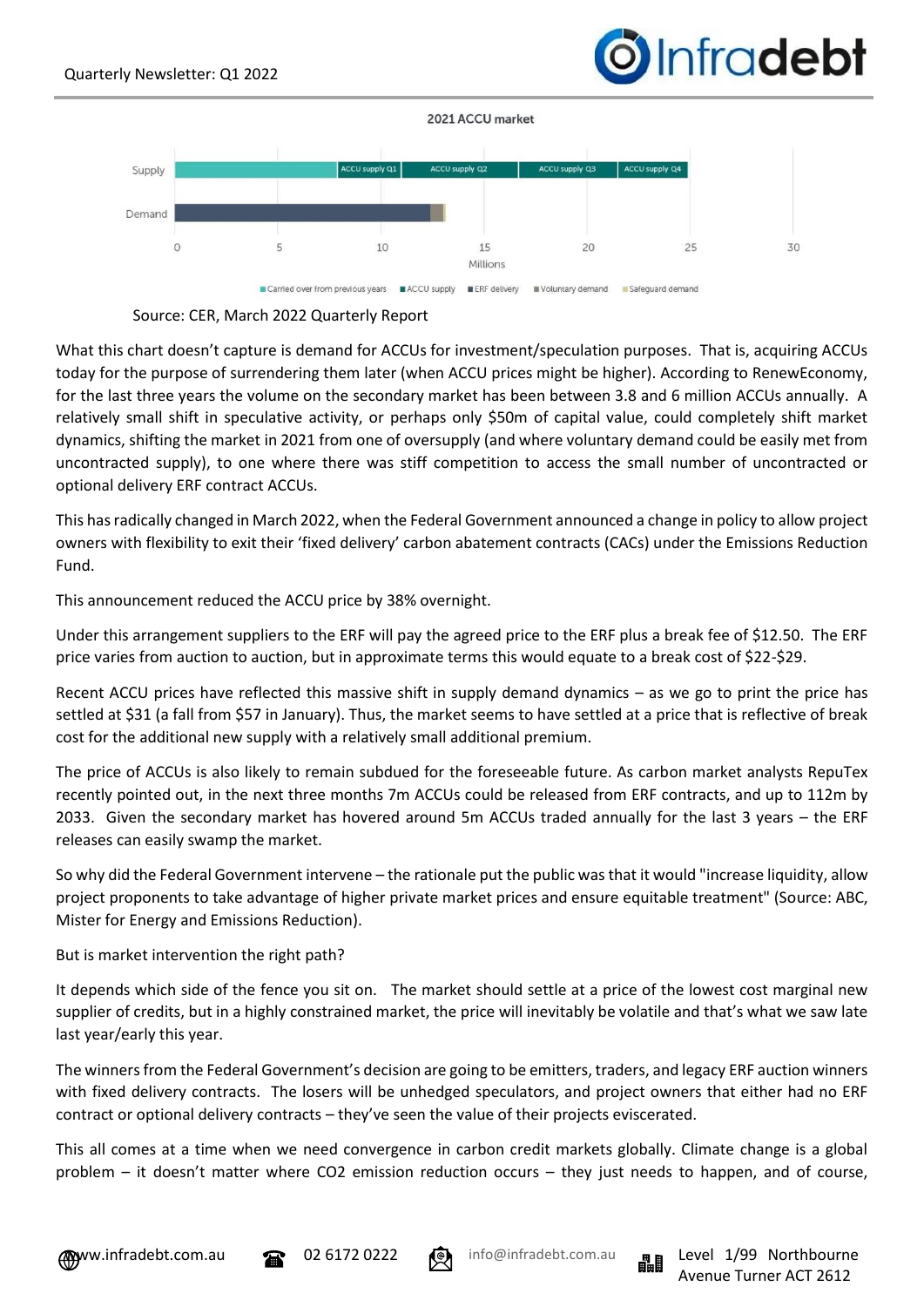2021 ACCU market

Supply
Demand
ACCU supply Q1
ACCU supply Q2
ACCU supply Q3
ACCU supply Q4
0
5
10
15
20
25
30
Millions
Carried over from previous years
ACCU supply
ERF delivery
Voluntary demand
Safeguard demand

Source: CER, March 2022 Quarterly Report

What this chart doesn't capture is demand for ACCUs for investment/speculation purposes. That is, acquiring ACCUs today for the purpose of surrendering them later (when ACCU prices might be higher). According to RenewEconomy, for the last three years the volume on the secondary market has been between 3.8 and 6 million ACCUs annually. A relatively small shift in speculative activity, or perhaps only $50m of capital value, could completely shift market dynamics, shifting the market in 2021 from one of oversupply (and where voluntary demand could be easily met from uncontracted supply), to one where there was stiff competition to access the small number of uncontracted or optional delivery ERF contract ACCUs.

This has radically changed in March 2022, when the Federal Government announced a change in policy to allow project owners with flexibility to exit their 'fixed delivery' carbon abatement contracts (CACs) under the Emissions Reduction Fund.

This announcement reduced the ACCU price by 38% overnight.

Under this arrangement suppliers to the ERF will pay the agreed price to the ERF plus a break fee of $12.50. The ERF price varies from auction to auction, but in approximate terms this would equate to a break cost of $22-$29.

Recent ACCU prices have reflected this massive shift in supply demand dynamics – as we go to print the price has settled at $31 (a fall from $57 in January). Thus, the market seems to have settled at a price that is reflective of break cost for the additional new supply with a relatively small additional premium.

The price of ACCUs is also likely to remain subdued for the foreseeable future. As carbon market analysts RepuTex recently pointed out, in the next three months 7m ACCUs could be released from ERF contracts, and up to 112m by 2033. Given the secondary market has hovered around 5m ACCUs traded annually for the last 3 years – the ERF releases can easily swamp the market.

So why did the Federal Government intervene – the rationale put the public was that it would "increase liquidity, allow project proponents to take advantage of higher private market prices and ensure equitable treatment" (Source: ABC, Mister for Energy and Emissions Reduction).

But is market intervention the right path?

It depends which side of the fence you sit on. The market should settle at a price of the lowest cost marginal new supplier of credits, but in a highly constrained market, the price will inevitably be volatile and that's what we saw late last year/early this year.

The winners from the Federal Government's decision are going to be emitters, traders, and legacy ERF auction winners with fixed delivery contracts. The losers will be unhedged speculators, and project owners that either had no ERF contract or optional delivery contracts – they've seen the value of their projects eviscerated.

This all comes at a time when we need convergence in carbon credit markets globally. Climate change is a global problem – it doesn't matter where $CO_2$ emission reduction occurs – they just needs to happen, and of course,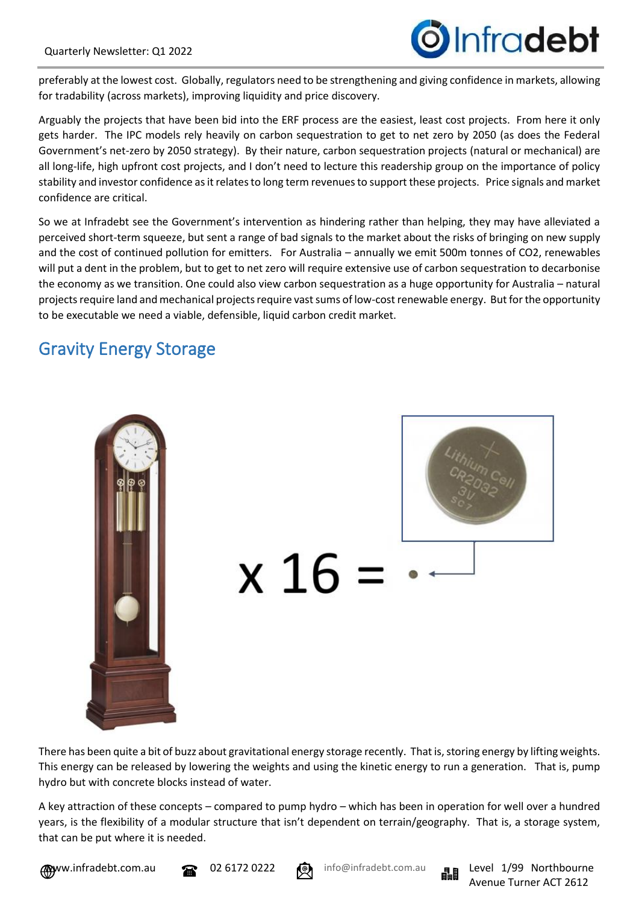preferably at the lowest cost. Globally, regulators need to be strengthening and giving confidence in markets, allowing for tradability (across markets), improving liquidity and price discovery.

Arguably the projects that have been bid into the ERF process are the easiest, least cost projects. From here it only gets harder. The IPC models rely heavily on carbon sequestration to get to net zero by 2050 (as does the Federal Government's net-zero by 2050 strategy). By their nature, carbon sequestration projects (natural or mechanical) are all long-life, high upfront cost projects, and I don't need to lecture this readership group on the importance of policy stability and investor confidence as it relates to long term revenues to support these projects. Price signals and market confidence are critical.

So we at Infradebt see the Government's intervention as hindering rather than helping, they may have alleviated a perceived short-term squeeze, but sent a range of bad signals to the market about the risks of bringing on new supply and the cost of continued pollution for emitters. For Australia – annually we emit 500m tonnes of CO2, renewables will put a dent in the problem, but to get to net zero will require extensive use of carbon sequestration to decarbonise the economy as we transition. One could also view carbon sequestration as a huge opportunity for Australia – natural projects require land and mechanical projects require vast sums of low-cost renewable energy. But for the opportunity to be executable we need a viable, defensible, liquid carbon credit market.

## Gravity Energy Storage

x 16 =

There has been quite a bit of buzz about gravitational energy storage recently. That is, storing energy by lifting weights. This energy can be released by lowering the weights and using the kinetic energy to run a generation. That is, pump hydro but with concrete blocks instead of water.

A key attraction of these concepts – compared to pump hydro – which has been in operation for well over a hundred years, is the flexibility of a modular structure that isn't dependent on terrain/geography. That is, a storage system, that can be put where it is needed.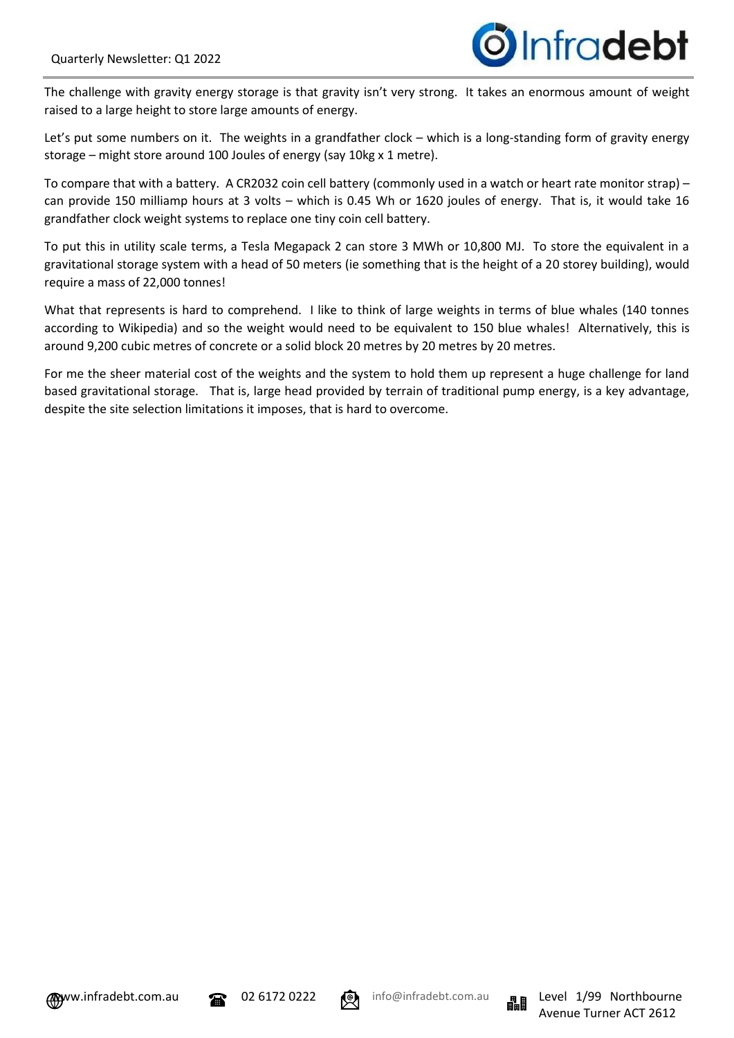The challenge with gravity energy storage is that gravity isn't very strong. It takes an enormous amount of weight raised to a large height to store large amounts of energy.

Let's put some numbers on it. The weights in a grandfather clock – which is a long-standing form of gravity energy storage – might store around 100 Joules of energy (say 10kg x 1 metre).

To compare that with a battery. A CR2032 coin cell battery (commonly used in a watch or heart rate monitor strap) – can provide 150 milliamp hours at 3 volts – which is 0.45 Wh or 1620 joules of energy. That is, it would take 16 grandfather clock weight systems to replace one tiny coin cell battery.

To put this in utility scale terms, a Tesla Megapack 2 can store 3 MWh or 10,800 MJ. To store the equivalent in a gravitational storage system with a head of 50 meters (ie something that is the height of a 20 storey building), would require a mass of 22,000 tonnes!

What that represents is hard to comprehend. I like to think of large weights in terms of blue whales (140 tonnes according to Wikipedia) and so the weight would need to be equivalent to 150 blue whales! Alternatively, this is around 9,200 cubic metres of concrete or a solid block 20 metres by 20 metres by 20 metres.

For me the sheer material cost of the weights and the system to hold them up represent a huge challenge for land based gravitational storage. That is, large head provided by terrain of traditional pump energy, is a key advantage, despite the site selection limitations it imposes, that is hard to overcome.